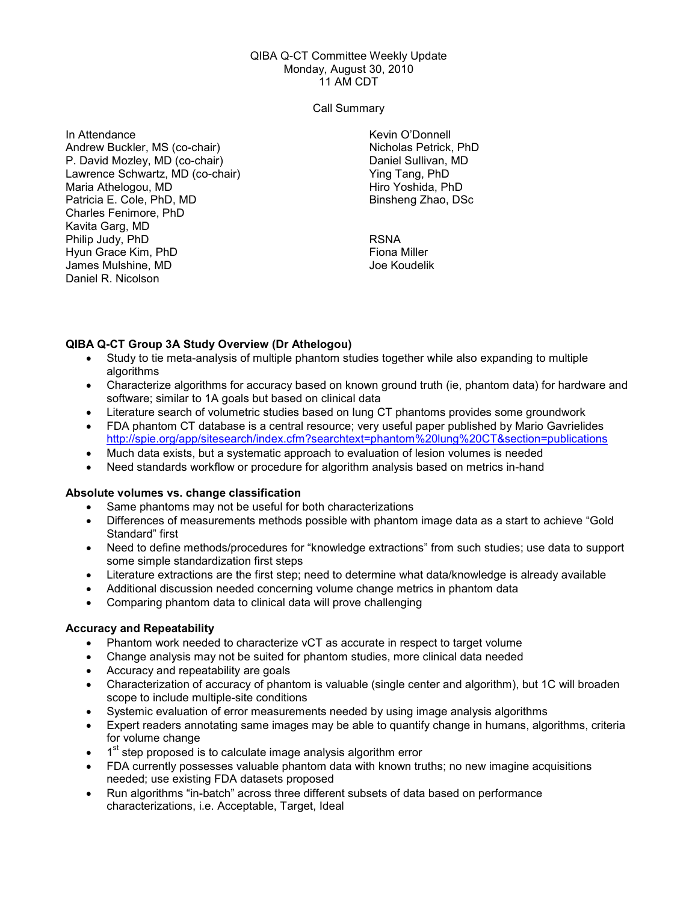QIBA Q-CT Committee Weekly Update
Monday, August 30, 2010
11 AM CDT

Call Summary

In Attendance
Andrew Buckler, MS (co-chair)
P. David Mozley, MD (co-chair)
Lawrence Schwartz, MD (co-chair)
Maria Athelogou, MD
Patricia E. Cole, PhD, MD
Charles Fenimore, PhD
Kavita Garg, MD
Philip Judy, PhD
Hyun Grace Kim, PhD
James Mulshine, MD
Daniel R. Nicolson
Kevin O'Donnell
Nicholas Petrick, PhD
Daniel Sullivan, MD
Ying Tang, PhD
Hiro Yoshida, PhD
Binsheng Zhao, DSc

RSNA
Fiona Miller
Joe Koudelik

**QIBA Q-CT Group 3A Study Overview (Dr Athelogou)**

- Study to tie meta-analysis of multiple phantom studies together while also expanding to multiple algorithms
- Characterize algorithms for accuracy based on known ground truth (ie, phantom data) for hardware and software; similar to 1A goals but based on clinical data
- Literature search of volumetric studies based on lung CT phantoms provides some groundwork
- FDA phantom CT database is a central resource; very useful paper published by Mario Gavrielides http://spie.org/app/sitesearch/index.cfm?searchtext=phantom%20lung%20CT&section=publications
- Much data exists, but a systematic approach to evaluation of lesion volumes is needed
- Need standards workflow or procedure for algorithm analysis based on metrics in-hand

**Absolute volumes vs. change classification**

- Same phantoms may not be useful for both characterizations
- Differences of measurements methods possible with phantom image data as a start to achieve "Gold Standard" first
- Need to define methods/procedures for "knowledge extractions" from such studies; use data to support some simple standardization first steps
- Literature extractions are the first step; need to determine what data/knowledge is already available
- Additional discussion needed concerning volume change metrics in phantom data
- Comparing phantom data to clinical data will prove challenging

**Accuracy and Repeatability**

- Phantom work needed to characterize vCT as accurate in respect to target volume
- Change analysis may not be suited for phantom studies, more clinical data needed
- Accuracy and repeatability are goals
- Characterization of accuracy of phantom is valuable (single center and algorithm), but 1C will broaden scope to include multiple-site conditions
- Systemic evaluation of error measurements needed by using image analysis algorithms
- Expert readers annotating same images may be able to quantify change in humans, algorithms, criteria for volume change
- 1st step proposed is to calculate image analysis algorithm error
- FDA currently possesses valuable phantom data with known truths; no new imagine acquisitions needed; use existing FDA datasets proposed
- Run algorithms "in-batch" across three different subsets of data based on performance characterizations, i.e. Acceptable, Target, Ideal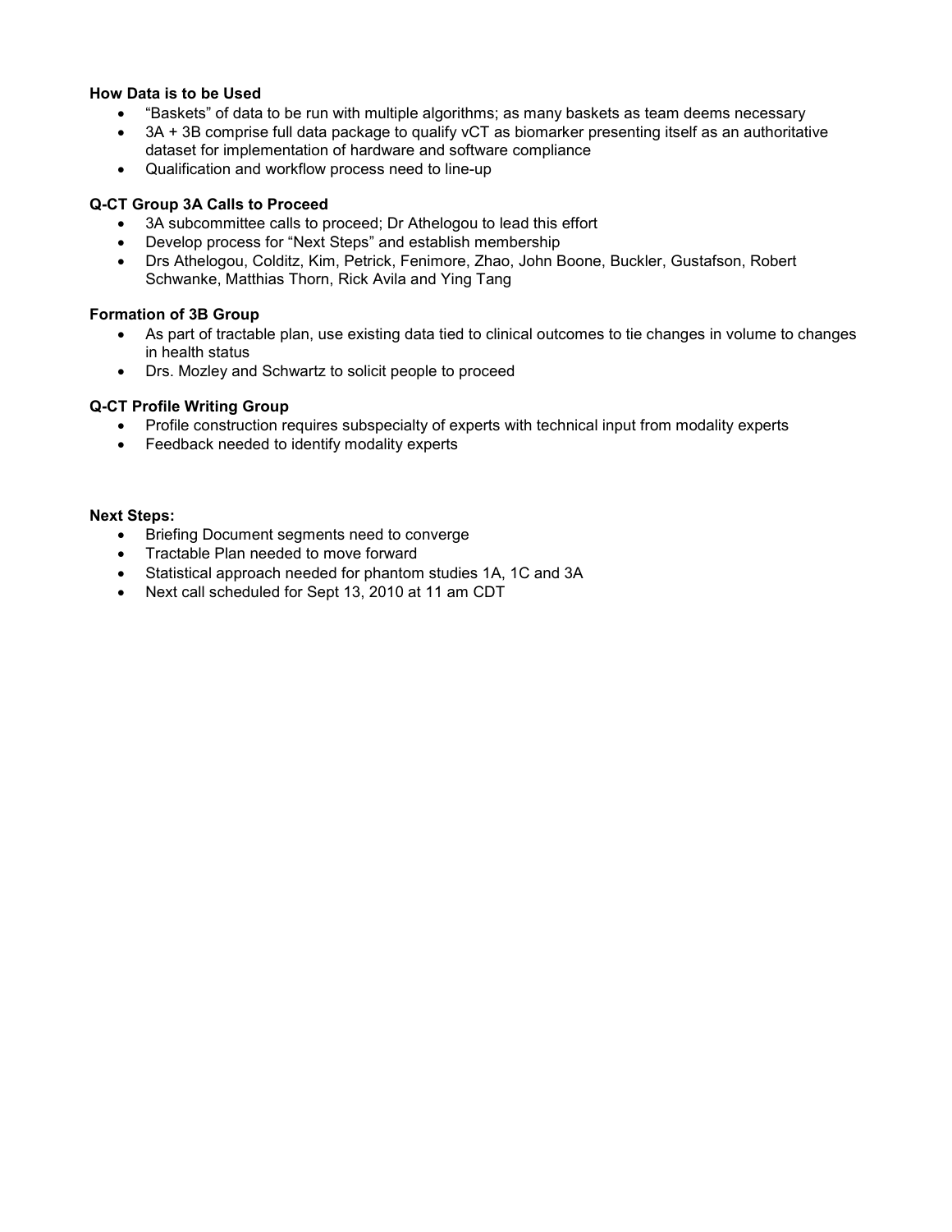**How Data is to be Used**

- "Baskets" of data to be run with multiple algorithms; as many baskets as team deems necessary
- 3A + 3B comprise full data package to qualify vCT as biomarker presenting itself as an authoritative dataset for implementation of hardware and software compliance
- Qualification and workflow process need to line-up

**Q-CT Group 3A Calls to Proceed**

- 3A subcommittee calls to proceed; Dr Athelogou to lead this effort
- Develop process for "Next Steps" and establish membership
- Drs Athelogou, Colditz, Kim, Petrick, Fenimore, Zhao, John Boone, Buckler, Gustafson, Robert Schwanke, Matthias Thorn, Rick Avila and Ying Tang

**Formation of 3B Group**

- As part of tractable plan, use existing data tied to clinical outcomes to tie changes in volume to changes in health status
- Drs. Mozley and Schwartz to solicit people to proceed

**Q-CT Profile Writing Group**

- Profile construction requires subspecialty of experts with technical input from modality experts
- Feedback needed to identify modality experts

**Next Steps:**

- Briefing Document segments need to converge
- Tractable Plan needed to move forward
- Statistical approach needed for phantom studies 1A, 1C and 3A
- Next call scheduled for Sept 13, 2010 at 11 am CDT